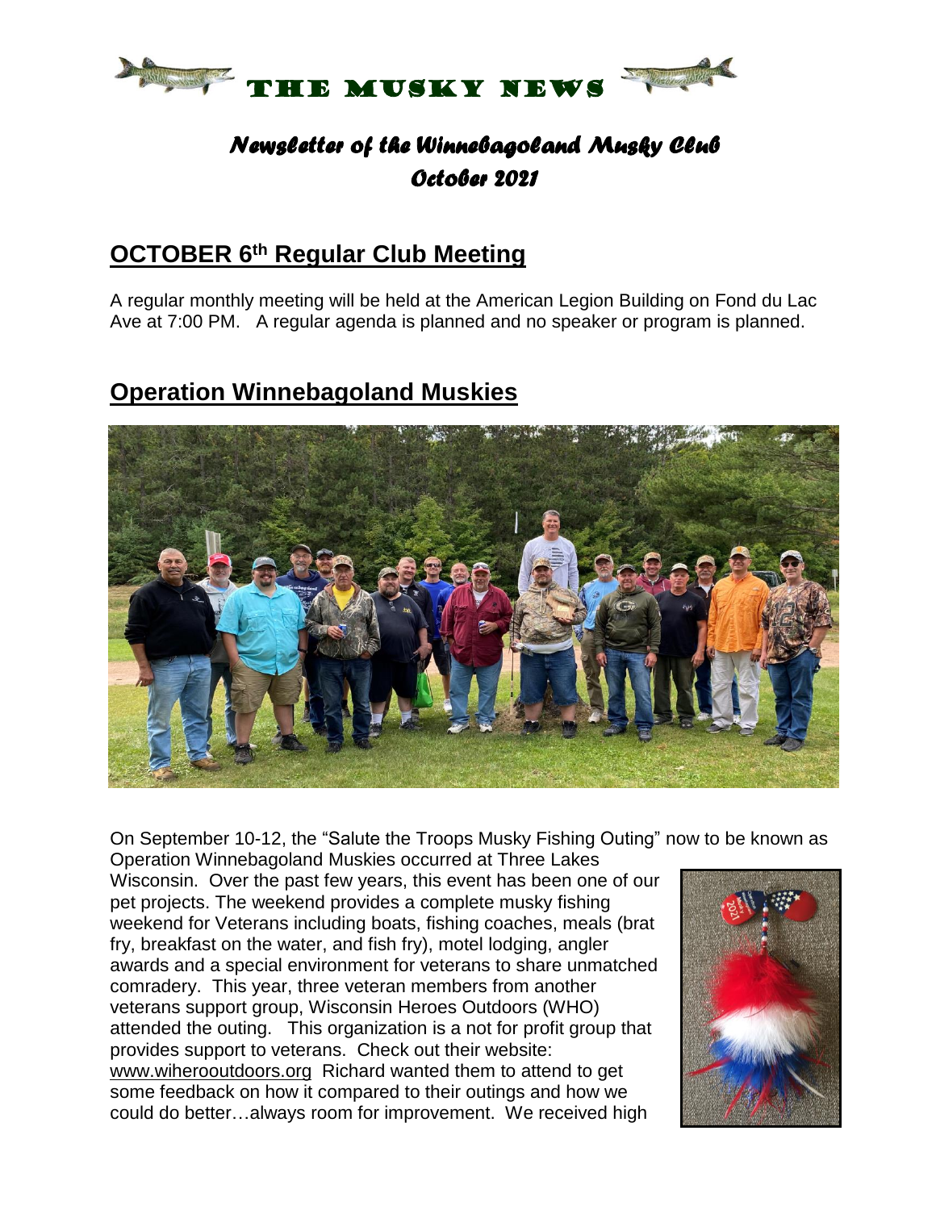# THE MUSKY NEWS

## *Newsletter of the Winnebagoland Musky Club*
## *October 2021*

## OCTOBER 6th Regular Club Meeting

A regular monthly meeting will be held at the American Legion Building on Fond du Lac Ave at 7:00 PM. A regular agenda is planned and no speaker or program is planned.

## Operation Winnebagoland Muskies

On September 10-12, the "Salute the Troops Musky Fishing Outing" now to be known as Operation Winnebagoland Muskies occurred at Three Lakes Wisconsin. Over the past few years, this event has been one of our pet projects. The weekend provides a complete musky fishing weekend for Veterans including boats, fishing coaches, meals (brat fry, breakfast on the water, and fish fry), motel lodging, angler awards and a special environment for veterans to share unmatched comradery. This year, three veteran members from another veterans support group, Wisconsin Heroes Outdoors (WHO) attended the outing. This organization is a not for profit group that provides support to veterans. Check out their website: www.wiherooutdoors.org Richard wanted them to attend to get some feedback on how it compared to their outings and how we could do better…always room for improvement. We received high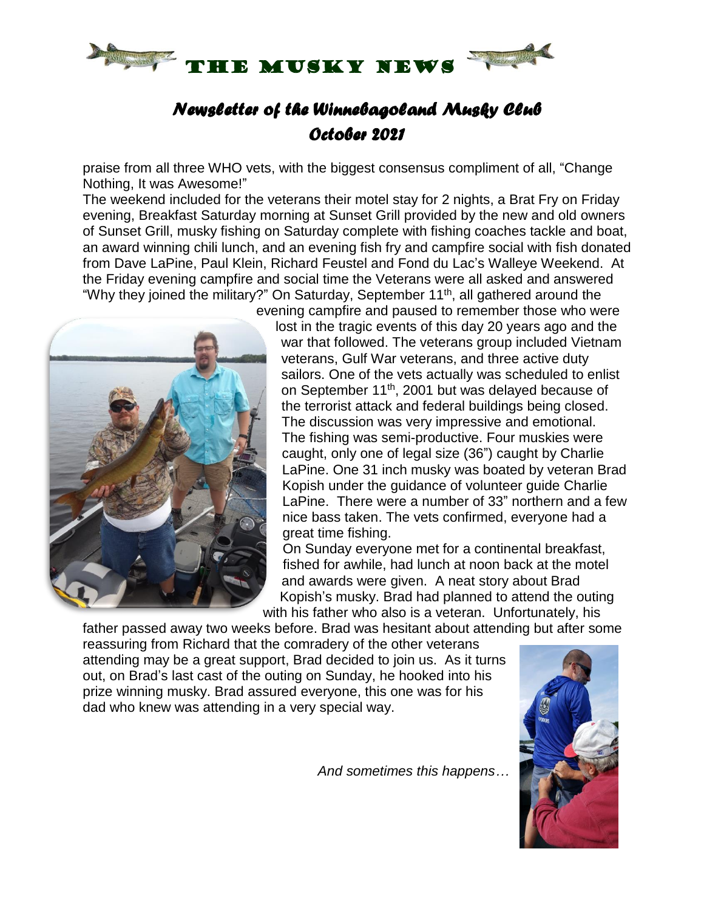# THE MUSKY NEWS

## *Newsletter of the Winnebagoland Musky Club*
## *October 2021*

praise from all three WHO vets, with the biggest consensus compliment of all, "Change Nothing, It was Awesome!"

The weekend included for the veterans their motel stay for 2 nights, a Brat Fry on Friday evening, Breakfast Saturday morning at Sunset Grill provided by the new and old owners of Sunset Grill, musky fishing on Saturday complete with fishing coaches tackle and boat, an award winning chili lunch, and an evening fish fry and campfire social with fish donated from Dave LaPine, Paul Klein, Richard Feustel and Fond du Lac's Walleye Weekend. At the Friday evening campfire and social time the Veterans were all asked and answered "Why they joined the military?" On Saturday, September 11th, all gathered around the evening campfire and paused to remember those who were lost in the tragic events of this day 20 years ago and the war that followed. The veterans group included Vietnam veterans, Gulf War veterans, and three active duty sailors. One of the vets actually was scheduled to enlist on September 11th, 2001 but was delayed because of the terrorist attack and federal buildings being closed. The discussion was very impressive and emotional. The fishing was semi-productive. Four muskies were caught, only one of legal size (36") caught by Charlie LaPine. One 31 inch musky was boated by veteran Brad Kopish under the guidance of volunteer guide Charlie LaPine. There were a number of 33" northern and a few nice bass taken. The vets confirmed, everyone had a great time fishing.

On Sunday everyone met for a continental breakfast, fished for awhile, had lunch at noon back at the motel and awards were given. A neat story about Brad Kopish's musky. Brad had planned to attend the outing with his father who also is a veteran. Unfortunately, his father passed away two weeks before. Brad was hesitant about attending but after some reassuring from Richard that the comradery of the other veterans attending may be a great support, Brad decided to join us. As it turns out, on Brad's last cast of the outing on Sunday, he hooked into his prize winning musky. Brad assured everyone, this one was for his dad who knew was attending in a very special way.

*And sometimes this happens…*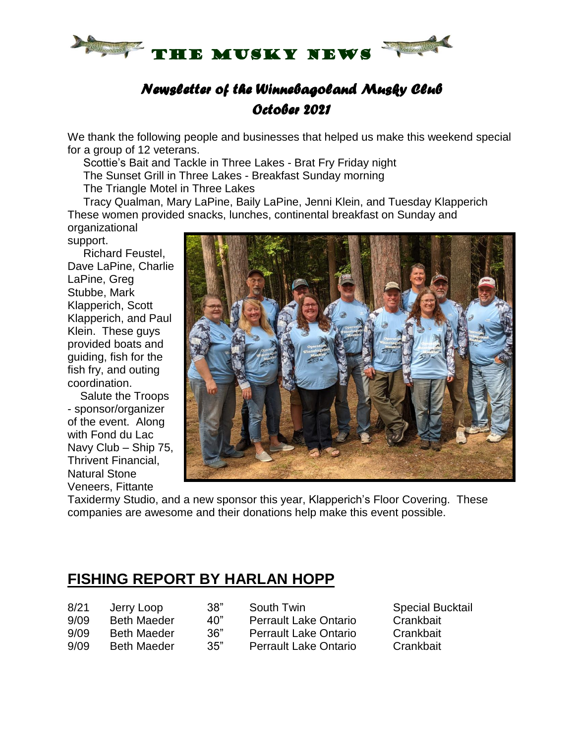# THE MUSKY NEWS

## *Newsletter of the Winnebagoland Musky Club*
## *October 2021*

We thank the following people and businesses that helped us make this weekend special for a group of 12 veterans.

Scottie's Bait and Tackle in Three Lakes - Brat Fry Friday night

The Sunset Grill in Three Lakes - Breakfast Sunday morning

The Triangle Motel in Three Lakes

Tracy Qualman, Mary LaPine, Baily LaPine, Jenni Klein, and Tuesday Klapperich These women provided snacks, lunches, continental breakfast on Sunday and organizational support.

Richard Feustel, Dave LaPine, Charlie LaPine, Greg Stubbe, Mark Klapperich, Scott Klapperich, and Paul Klein. These guys provided boats and guiding, fish for the fish fry, and outing coordination.

Salute the Troops - sponsor/organizer of the event. Along with Fond du Lac Navy Club – Ship 75, Thrivent Financial, Natural Stone Veneers, Fittante Taxidermy Studio, and a new sponsor this year, Klapperich's Floor Covering. These companies are awesome and their donations help make this event possible.

## FISHING REPORT BY HARLAN HOPP

| | | | | |
|---|---|---|---|---|
| 8/21 | Jerry Loop | 38" | South Twin | Special Bucktail |
| 9/09 | Beth Maeder | 40" | Perrault Lake Ontario | Crankbait |
| 9/09 | Beth Maeder | 36" | Perrault Lake Ontario | Crankbait |
| 9/09 | Beth Maeder | 35" | Perrault Lake Ontario | Crankbait |